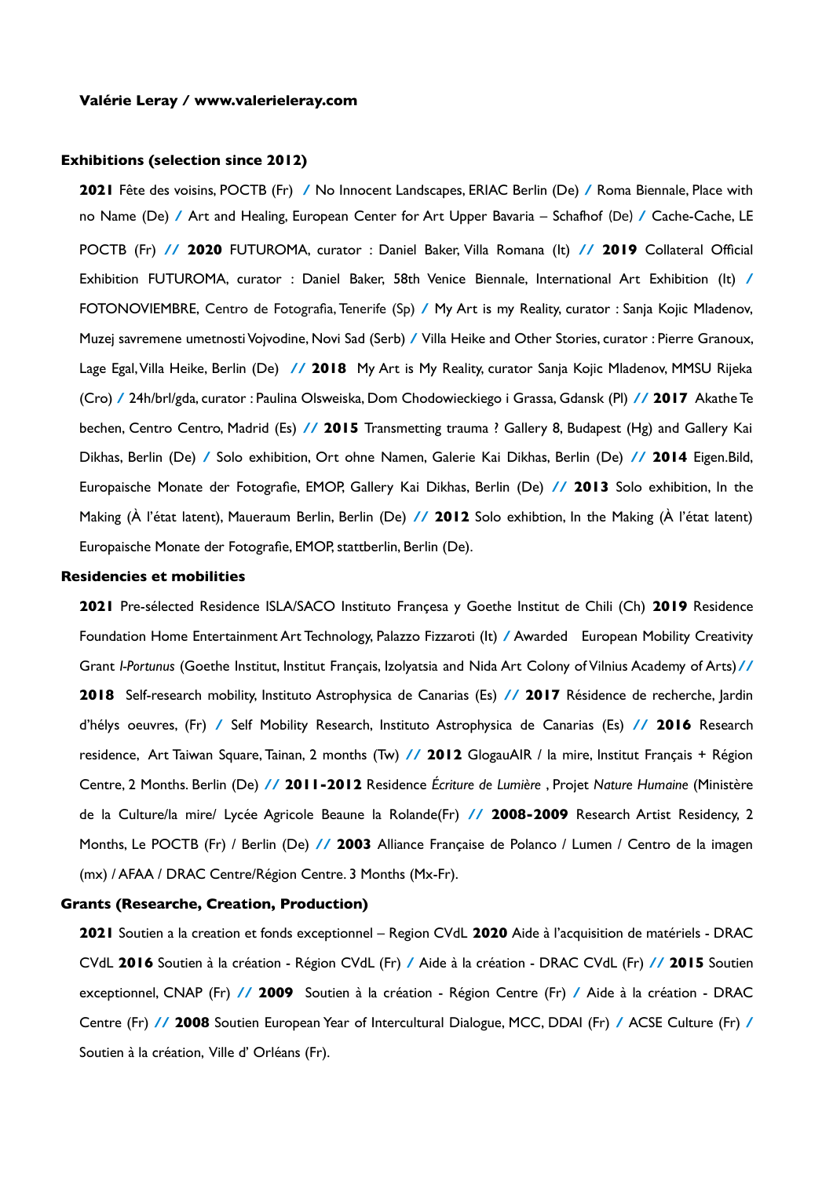**Valérie Leray / www.valerieleray.com**

## Exhibitions (selection since 2012)

**2021** Fête des voisins, POCTB (Fr) / No Innocent Landscapes, ERIAC Berlin (De) / Roma Biennale, Place with no Name (De) / Art and Healing, European Center for Art Upper Bavaria – Schafhof (De) / Cache-Cache, LE POCTB (Fr) // **2020** FUTUROMA, curator : Daniel Baker, Villa Romana (It) // **2019** Collateral Official Exhibition FUTUROMA, curator : Daniel Baker, 58th Venice Biennale, International Art Exhibition (It) / FOTONOVIEMBRE, Centro de Fotografia, Tenerife (Sp) / My Art is my Reality, curator : Sanja Kojic Mladenov, Muzej savremene umetnosti Vojvodine, Novi Sad (Serb) / Villa Heike and Other Stories, curator : Pierre Granoux, Lage Egal, Villa Heike, Berlin (De) // **2018** My Art is My Reality, curator Sanja Kojic Mladenov, MMSU Rijeka (Cro) / 24h/brl/gda, curator : Paulina Olsweiska, Dom Chodowieckiego i Grassa, Gdansk (Pl) // **2017** Akathe Te bechen, Centro Centro, Madrid (Es) // **2015** Transmetting trauma ? Gallery 8, Budapest (Hg) and Gallery Kai Dikhas, Berlin (De) / Solo exhibition, Ort ohne Namen, Galerie Kai Dikhas, Berlin (De) // **2014** Eigen.Bild, Europaische Monate der Fotografie, EMOP, Gallery Kai Dikhas, Berlin (De) // **2013** Solo exhibition, In the Making (À l'état latent), Maueraum Berlin, Berlin (De) // **2012** Solo exhibtion, In the Making (À l'état latent) Europaische Monate der Fotografie, EMOP, stattberlin, Berlin (De).

## Residencies et mobilities

**2021** Pre-sélected Residence ISLA/SACO Instituto Françesa y Goethe Institut de Chili (Ch) **2019** Residence Foundation Home Entertainment Art Technology, Palazzo Fizzaroti (It) / Awarded European Mobility Creativity Grant *I-Portunus* (Goethe Institut, Institut Français, Izolyatsia and Nida Art Colony of Vilnius Academy of Arts)// **2018** Self-research mobility, Instituto Astrophysica de Canarias (Es) // **2017** Résidence de recherche, Jardin d'hélys oeuvres, (Fr) / Self Mobility Research, Instituto Astrophysica de Canarias (Es) // **2016** Research residence, Art Taiwan Square, Tainan, 2 months (Tw) // **2012** GlogauAIR / la mire, Institut Français + Région Centre, 2 Months. Berlin (De) // **2011-2012** Residence *Écriture de Lumière* , Projet *Nature Humaine* (Ministère de la Culture/la mire/ Lycée Agricole Beaune la Rolande(Fr) // **2008-2009** Research Artist Residency, 2 Months, Le POCTB (Fr) / Berlin (De) // **2003** Alliance Française de Polanco / Lumen / Centro de la imagen (mx) / AFAA / DRAC Centre/Région Centre. 3 Months (Mx-Fr).

## Grants (Researche, Creation, Production)

**2021** Soutien a la creation et fonds exceptionnel – Region CVdL **2020** Aide à l'acquisition de matériels - DRAC CVdL **2016** Soutien à la création - Région CVdL (Fr) / Aide à la création - DRAC CVdL (Fr) // **2015** Soutien exceptionnel, CNAP (Fr) // **2009** Soutien à la création - Région Centre (Fr) / Aide à la création - DRAC Centre (Fr) // **2008** Soutien European Year of Intercultural Dialogue, MCC, DDAI (Fr) / ACSE Culture (Fr) / Soutien à la création, Ville d' Orléans (Fr).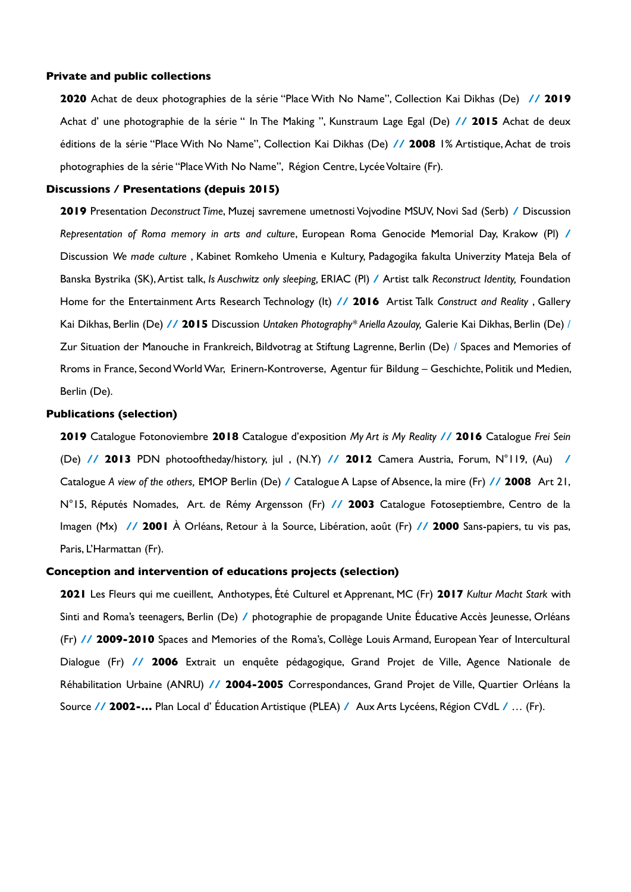**Private and public collections**

**2020** Achat de deux photographies de la série "Place With No Name", Collection Kai Dikhas (De) **// 2019** Achat d' une photographie de la série " In The Making ", Kunstraum Lage Egal (De) **// 2015** Achat de deux éditions de la série "Place With No Name", Collection Kai Dikhas (De) **// 2008** 1% Artistique, Achat de trois photographies de la série "Place With No Name", Région Centre, Lycée Voltaire (Fr).

**Discussions / Presentations (depuis 2015)**

**2019** Presentation *Deconstruct Time*, Muzej savremene umetnosti Vojvodine MSUV, Novi Sad (Serb) / Discussion *Representation of Roma memory in arts and culture*, European Roma Genocide Memorial Day, Krakow (Pl) / Discussion *We made culture* , Kabinet Romkeho Umenia e Kultury, Padagogika fakulta Univerzity Mateja Bela of Banska Bystrika (SK), Artist talk, *Is Auschwitz only sleeping*, ERIAC (Pl) / Artist talk *Reconstruct Identity*, Foundation Home for the Entertainment Arts Research Technology (It) **// 2016** Artist Talk *Construct and Reality* , Gallery Kai Dikhas, Berlin (De) **// 2015** Discussion *Untaken Photography\* Ariella Azoulay*, Galerie Kai Dikhas, Berlin (De) / Zur Situation der Manouche in Frankreich, Bildvotrag at Stiftung Lagrenne, Berlin (De) / Spaces and Memories of Rroms in France, Second World War, Erinern-Kontroverse, Agentur für Bildung – Geschichte, Politik und Medien, Berlin (De).

**Publications (selection)**

**2019** Catalogue Fotonoviembre **2018** Catalogue d'exposition *My Art is My Reality* **// 2016** Catalogue *Frei Sein* (De) **// 2013** PDN photooftheday/history, jul , (N.Y) **// 2012** Camera Austria, Forum, N°119, (Au) / Catalogue *A view of the others*, EMOP Berlin (De) / Catalogue A Lapse of Absence, la mire (Fr) **// 2008** Art 21, N°15, Réputés Nomades, Art. de Rémy Argensson (Fr) **// 2003** Catalogue Fotoseptiembre, Centro de la Imagen (Mx) **// 2001** À Orléans, Retour à la Source, Libération, août (Fr) **// 2000** Sans-papiers, tu vis pas, Paris, L'Harmattan (Fr).

**Conception and intervention of educations projects (selection)**

**2021** Les Fleurs qui me cueillent, Anthotypes, Été Culturel et Apprenant, MC (Fr) **2017** *Kultur Macht Stark* with Sinti and Roma's teenagers, Berlin (De) / photographie de propagande Unite Éducative Accès Jeunesse, Orléans (Fr) **// 2009-2010** Spaces and Memories of the Roma's, Collège Louis Armand, European Year of Intercultural Dialogue (Fr) **// 2006** Extrait un enquête pédagogique, Grand Projet de Ville, Agence Nationale de Réhabilitation Urbaine (ANRU) **// 2004-2005** Correspondances, Grand Projet de Ville, Quartier Orléans la Source **// 2002-...** Plan Local d' Éducation Artistique (PLEA) / Aux Arts Lycéens, Région CVdL / ... (Fr).